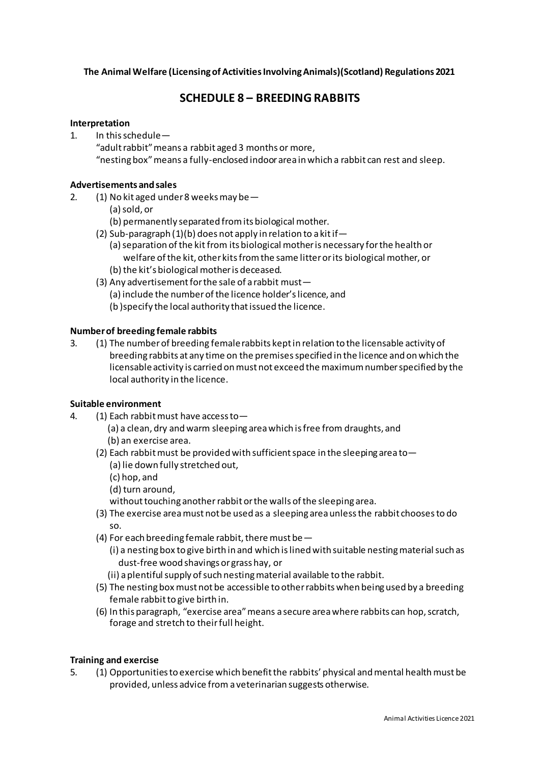**The Animal Welfare (Licensing of Activities Involving Animals)(Scotland) Regulations 2021**

# SCHEDULE 8 – BREEDING RABBITS

**Interpretation**

1. In this schedule—

   "adult rabbit" means a rabbit aged 3 months or more,

   "nesting box" means a fully-enclosed indoor area in which a rabbit can rest and sleep.

**Advertisements and sales**

2. (1) No kit aged under 8 weeks may be—

   (a) sold, or

   (b) permanently separated from its biological mother.

   (2) Sub-paragraph (1)(b) does not apply in relation to a kit if—

   (a) separation of the kit from its biological mother is necessary for the health or welfare of the kit, other kits from the same litter or its biological mother, or

   (b) the kit's biological mother is deceased.

   (3) Any advertisement for the sale of a rabbit must—

   (a) include the number of the licence holder's licence, and

   (b )specify the local authority that issued the licence.

**Number of breeding female rabbits**

3. (1) The number of breeding female rabbits kept in relation to the licensable activity of breeding rabbits at any time on the premises specified in the licence and on which the licensable activity is carried on must not exceed the maximum number specified by the local authority in the licence.

**Suitable environment**

4. (1) Each rabbit must have access to—

   (a) a clean, dry and warm sleeping area which is free from draughts, and

   (b) an exercise area.

   (2) Each rabbit must be provided with sufficient space in the sleeping area to—

   (a) lie down fully stretched out,

   (c) hop, and

   (d) turn around,

   without touching another rabbit or the walls of the sleeping area.

   (3) The exercise area must not be used as a sleeping area unless the rabbit chooses to do so.

   (4) For each breeding female rabbit, there must be—

   (i) a nesting box to give birth in and which is lined with suitable nesting material such as dust-free wood shavings or grass hay, or

   (ii) a plentiful supply of such nesting material available to the rabbit.

   (5) The nesting box must not be accessible to other rabbits when being used by a breeding female rabbit to give birth in.

   (6) In this paragraph, "exercise area" means a secure area where rabbits can hop, scratch, forage and stretch to their full height.

**Training and exercise**

5. (1) Opportunities to exercise which benefit the rabbits' physical and mental health must be provided, unless advice from a veterinarian suggests otherwise.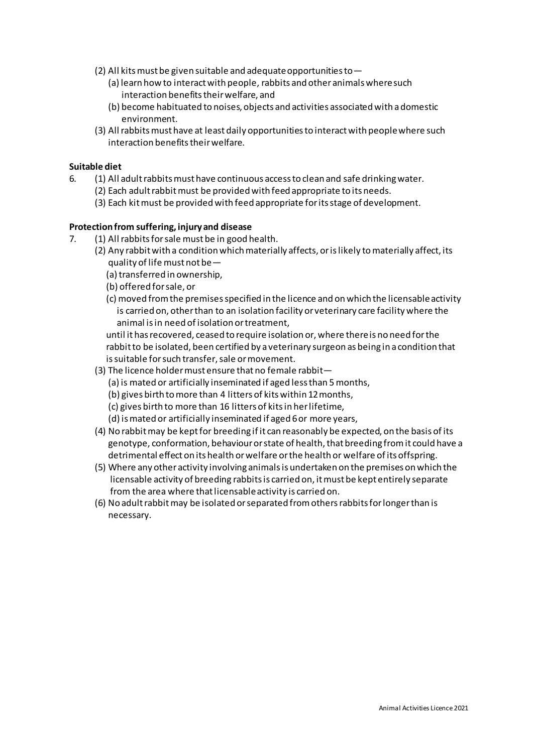(2) All kits must be given suitable and adequate opportunities to—

(a) learn how to interact with people, rabbits and other animals where such interaction benefits their welfare, and

(b) become habituated to noises, objects and activities associated with a domestic environment.

(3) All rabbits must have at least daily opportunities to interact with people where such interaction benefits their welfare.

**Suitable diet**

6. (1) All adult rabbits must have continuous access to clean and safe drinking water.

(2) Each adult rabbit must be provided with feed appropriate to its needs.

(3) Each kit must be provided with feed appropriate for its stage of development.

**Protection from suffering, injury and disease**

7. (1) All rabbits for sale must be in good health.

(2) Any rabbit with a condition which materially affects, or is likely to materially affect, its quality of life must not be—

(a) transferred in ownership,

(b) offered for sale, or

(c) moved from the premises specified in the licence and on which the licensable activity is carried on, other than to an isolation facility or veterinary care facility where the animal is in need of isolation or treatment,

until it has recovered, ceased to require isolation or, where there is no need for the rabbit to be isolated, been certified by a veterinary surgeon as being in a condition that is suitable for such transfer, sale or movement.

(3) The licence holder must ensure that no female rabbit—

(a) is mated or artificially inseminated if aged less than 5 months,

(b) gives birth to more than 4 litters of kits within 12 months,

(c) gives birth to more than 16 litters of kits in her lifetime,

(d) is mated or artificially inseminated if aged 6 or more years,

(4) No rabbit may be kept for breeding if it can reasonably be expected, on the basis of its genotype, conformation, behaviour or state of health, that breeding from it could have a detrimental effect on its health or welfare or the health or welfare of its offspring.

(5) Where any other activity involving animals is undertaken on the premises on which the licensable activity of breeding rabbits is carried on, it must be kept entirely separate from the area where that licensable activity is carried on.

(6) No adult rabbit may be isolated or separated from others rabbits for longer than is necessary.